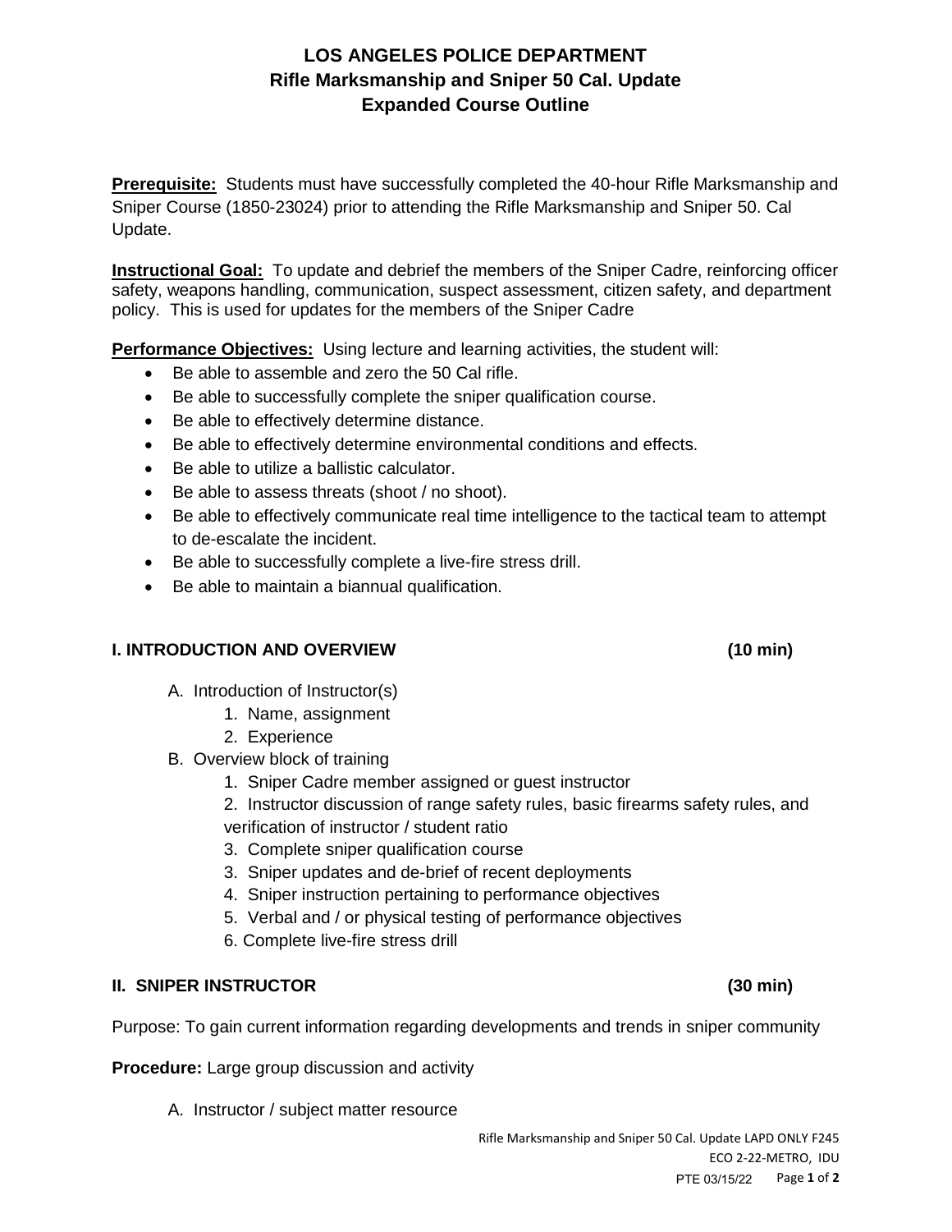# LOS ANGELES POLICE DEPARTMENT
## Rifle Marksmanship and Sniper 50 Cal. Update
## Expanded Course Outline

**Prerequisite:** Students must have successfully completed the 40-hour Rifle Marksmanship and Sniper Course (1850-23024) prior to attending the Rifle Marksmanship and Sniper 50. Cal Update.

**Instructional Goal:** To update and debrief the members of the Sniper Cadre, reinforcing officer safety, weapons handling, communication, suspect assessment, citizen safety, and department policy. This is used for updates for the members of the Sniper Cadre

**Performance Objectives:** Using lecture and learning activities, the student will:

- Be able to assemble and zero the 50 Cal rifle.
- Be able to successfully complete the sniper qualification course.
- Be able to effectively determine distance.
- Be able to effectively determine environmental conditions and effects.
- Be able to utilize a ballistic calculator.
- Be able to assess threats (shoot / no shoot).
- Be able to effectively communicate real time intelligence to the tactical team to attempt to de-escalate the incident.
- Be able to successfully complete a live-fire stress drill.
- Be able to maintain a biannual qualification.

### I. INTRODUCTION AND OVERVIEW (10 min)

A. Introduction of Instructor(s)
   1. Name, assignment
   2. Experience

B. Overview block of training
   1. Sniper Cadre member assigned or guest instructor
   2. Instructor discussion of range safety rules, basic firearms safety rules, and verification of instructor / student ratio
   3. Complete sniper qualification course
   3. Sniper updates and de-brief of recent deployments
   4. Sniper instruction pertaining to performance objectives
   5. Verbal and / or physical testing of performance objectives
   6. Complete live-fire stress drill

### II. SNIPER INSTRUCTOR (30 min)

Purpose: To gain current information regarding developments and trends in sniper community

**Procedure:** Large group discussion and activity

A. Instructor / subject matter resource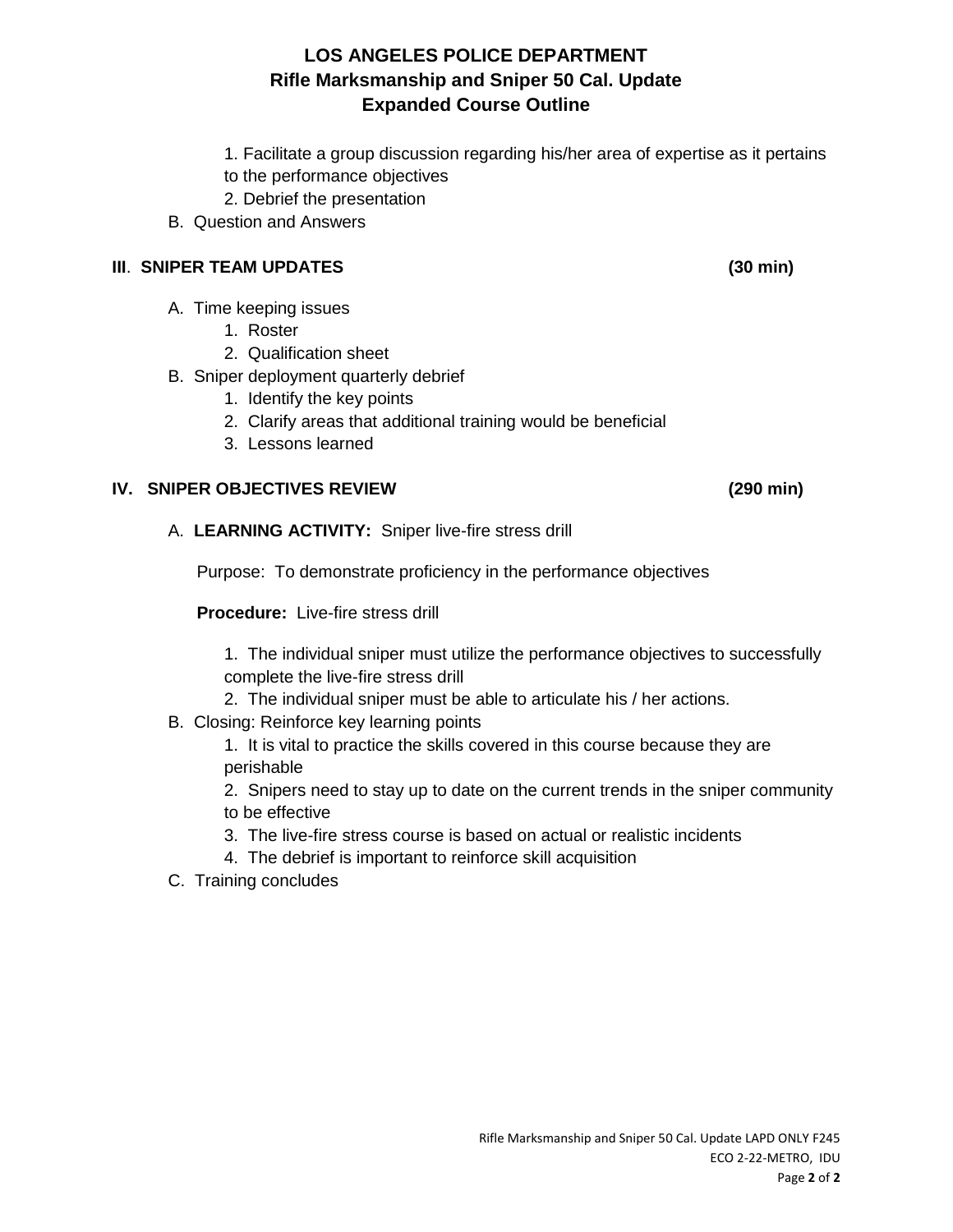# LOS ANGELES POLICE DEPARTMENT
# Rifle Marksmanship and Sniper 50 Cal. Update
# Expanded Course Outline

1. Facilitate a group discussion regarding his/her area of expertise as it pertains to the performance objectives
2. Debrief the presentation

B. Question and Answers

## III. SNIPER TEAM UPDATES (30 min)

A. Time keeping issues
   1. Roster
   2. Qualification sheet

B. Sniper deployment quarterly debrief
   1. Identify the key points
   2. Clarify areas that additional training would be beneficial
   3. Lessons learned

## IV. SNIPER OBJECTIVES REVIEW (290 min)

A. **LEARNING ACTIVITY:** Sniper live-fire stress drill

Purpose: To demonstrate proficiency in the performance objectives

**Procedure:** Live-fire stress drill

1. The individual sniper must utilize the performance objectives to successfully complete the live-fire stress drill
2. The individual sniper must be able to articulate his / her actions.

B. Closing: Reinforce key learning points
   1. It is vital to practice the skills covered in this course because they are perishable
   2. Snipers need to stay up to date on the current trends in the sniper community to be effective
   3. The live-fire stress course is based on actual or realistic incidents
   4. The debrief is important to reinforce skill acquisition

C. Training concludes

Rifle Marksmanship and Sniper 50 Cal. Update LAPD ONLY F245
ECO 2-22-METRO, IDU